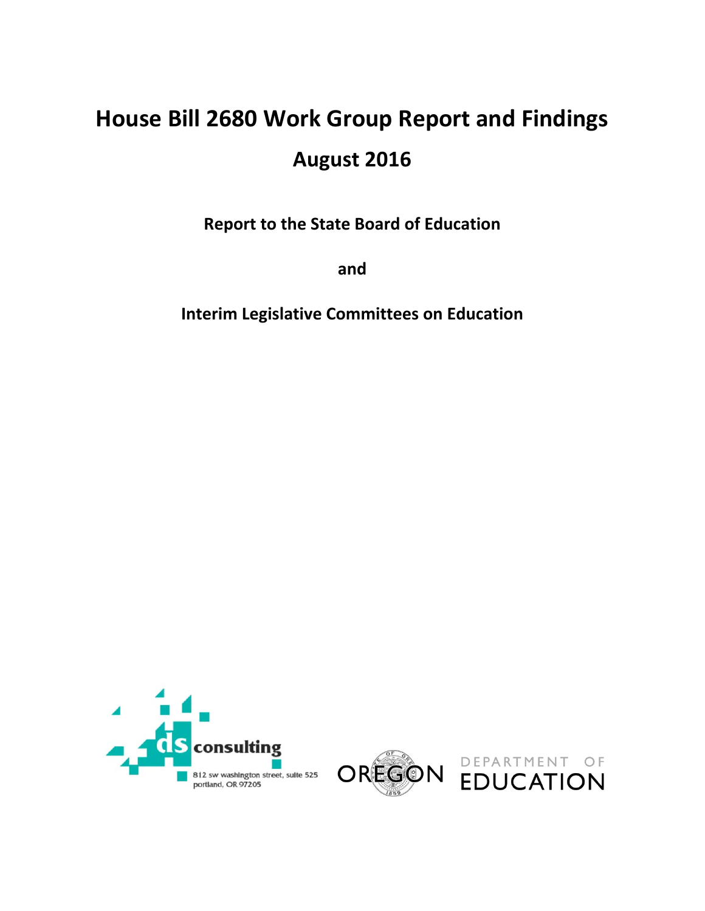# House Bill 2680 Work Group Report and Findings

## August 2016

**Report to the State Board of Education**

**and**

**Interim Legislative Committees on Education**

ds consulting

812 sw washington street, suite 525
portland, OR 97205

OREGON DEPARTMENT OF EDUCATION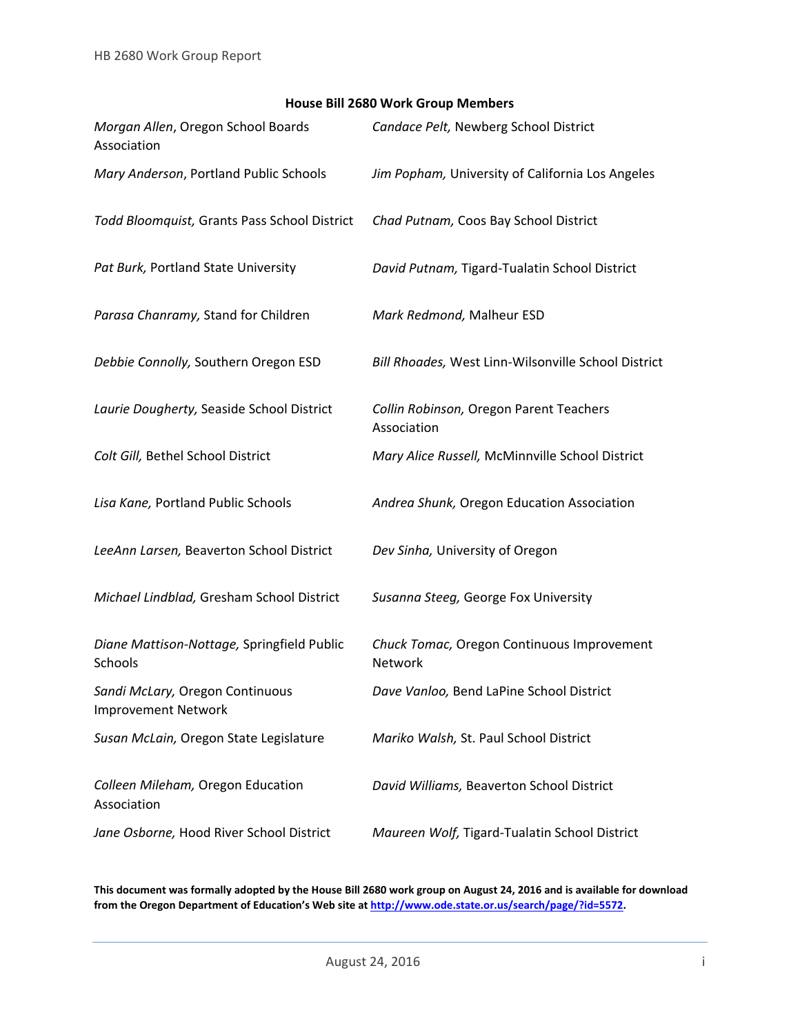**House Bill 2680 Work Group Members**

*Morgan Allen*, Oregon School Boards Association

*Mary Anderson*, Portland Public Schools

*Todd Bloomquist,* Grants Pass School District

*Pat Burk,* Portland State University

*Parasa Chanramy,* Stand for Children

*Debbie Connolly,* Southern Oregon ESD

*Laurie Dougherty,* Seaside School District

*Colt Gill,* Bethel School District

*Lisa Kane,* Portland Public Schools

*LeeAnn Larsen,* Beaverton School District

*Michael Lindblad,* Gresham School District

*Diane Mattison-Nottage,* Springfield Public Schools

*Sandi McLary,* Oregon Continuous Improvement Network

*Susan McLain,* Oregon State Legislature

*Colleen Mileham,* Oregon Education Association

*Jane Osborne,* Hood River School District

*Candace Pelt,* Newberg School District

*Jim Popham,* University of California Los Angeles

*Chad Putnam,* Coos Bay School District

*David Putnam,* Tigard-Tualatin School District

*Mark Redmond,* Malheur ESD

*Bill Rhoades,* West Linn-Wilsonville School District

*Collin Robinson,* Oregon Parent Teachers Association

*Mary Alice Russell,* McMinnville School District

*Andrea Shunk,* Oregon Education Association

*Dev Sinha,* University of Oregon

*Susanna Steeg,* George Fox University

*Chuck Tomac,* Oregon Continuous Improvement Network

*Dave Vanloo,* Bend LaPine School District

*Mariko Walsh,* St. Paul School District

*David Williams,* Beaverton School District

*Maureen Wolf,* Tigard-Tualatin School District

**This document was formally adopted by the House Bill 2680 work group on August 24, 2016 and is available for download from the Oregon Department of Education's Web site at [http://www.ode.state.or.us/search/page/?id=5572](http://www.ode.state.or.us/search/page/?id=5572).**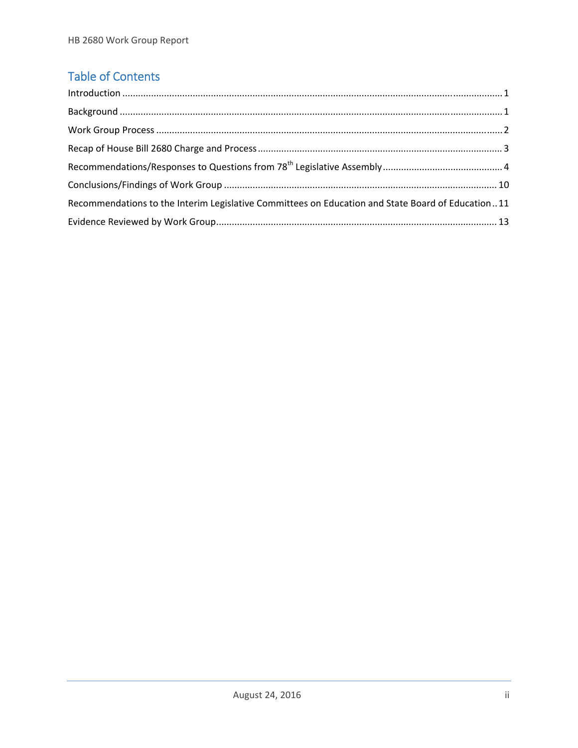## Table of Contents

Introduction ........................................................................................................................................ 1

Background ......................................................................................................................................... 1

Work Group Process ............................................................................................................................ 2

Recap of House Bill 2680 Charge and Process ..................................................................................... 3

Recommendations/Responses to Questions from 78th Legislative Assembly ........................................... 4

Conclusions/Findings of Work Group .................................................................................................. 10

Recommendations to the Interim Legislative Committees on Education and State Board of Education .. 11

Evidence Reviewed by Work Group ..................................................................................................... 13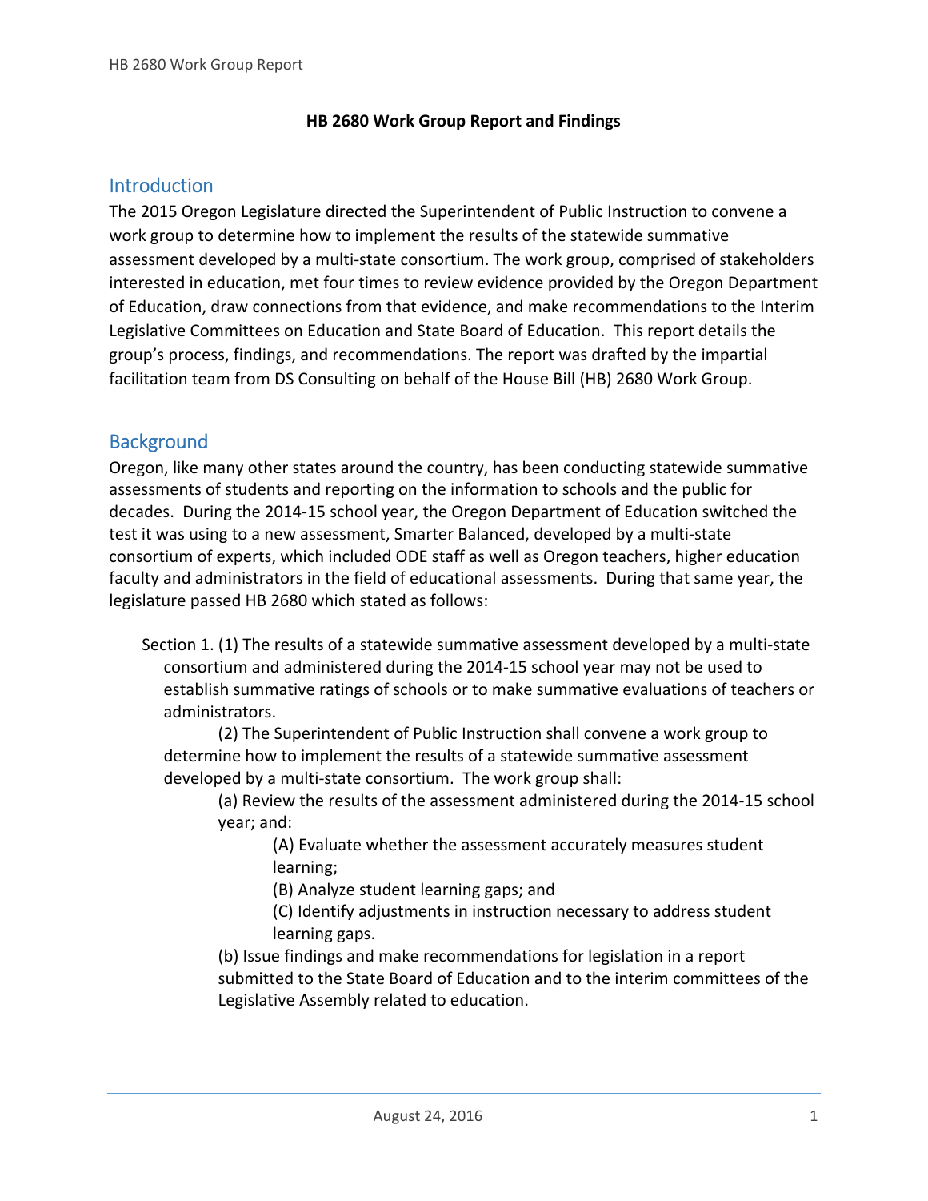**HB 2680 Work Group Report and Findings**

## Introduction

The 2015 Oregon Legislature directed the Superintendent of Public Instruction to convene a work group to determine how to implement the results of the statewide summative assessment developed by a multi-state consortium. The work group, comprised of stakeholders interested in education, met four times to review evidence provided by the Oregon Department of Education, draw connections from that evidence, and make recommendations to the Interim Legislative Committees on Education and State Board of Education. This report details the group's process, findings, and recommendations. The report was drafted by the impartial facilitation team from DS Consulting on behalf of the House Bill (HB) 2680 Work Group.

## Background

Oregon, like many other states around the country, has been conducting statewide summative assessments of students and reporting on the information to schools and the public for decades. During the 2014-15 school year, the Oregon Department of Education switched the test it was using to a new assessment, Smarter Balanced, developed by a multi-state consortium of experts, which included ODE staff as well as Oregon teachers, higher education faculty and administrators in the field of educational assessments. During that same year, the legislature passed HB 2680 which stated as follows:

> Section 1. (1) The results of a statewide summative assessment developed by a multi-state consortium and administered during the 2014-15 school year may not be used to establish summative ratings of schools or to make summative evaluations of teachers or administrators.
>
> (2) The Superintendent of Public Instruction shall convene a work group to determine how to implement the results of a statewide summative assessment developed by a multi-state consortium. The work group shall:
>
> (a) Review the results of the assessment administered during the 2014-15 school year; and:
>
> (A) Evaluate whether the assessment accurately measures student learning;
>
> (B) Analyze student learning gaps; and
>
> (C) Identify adjustments in instruction necessary to address student learning gaps.
>
> (b) Issue findings and make recommendations for legislation in a report submitted to the State Board of Education and to the interim committees of the Legislative Assembly related to education.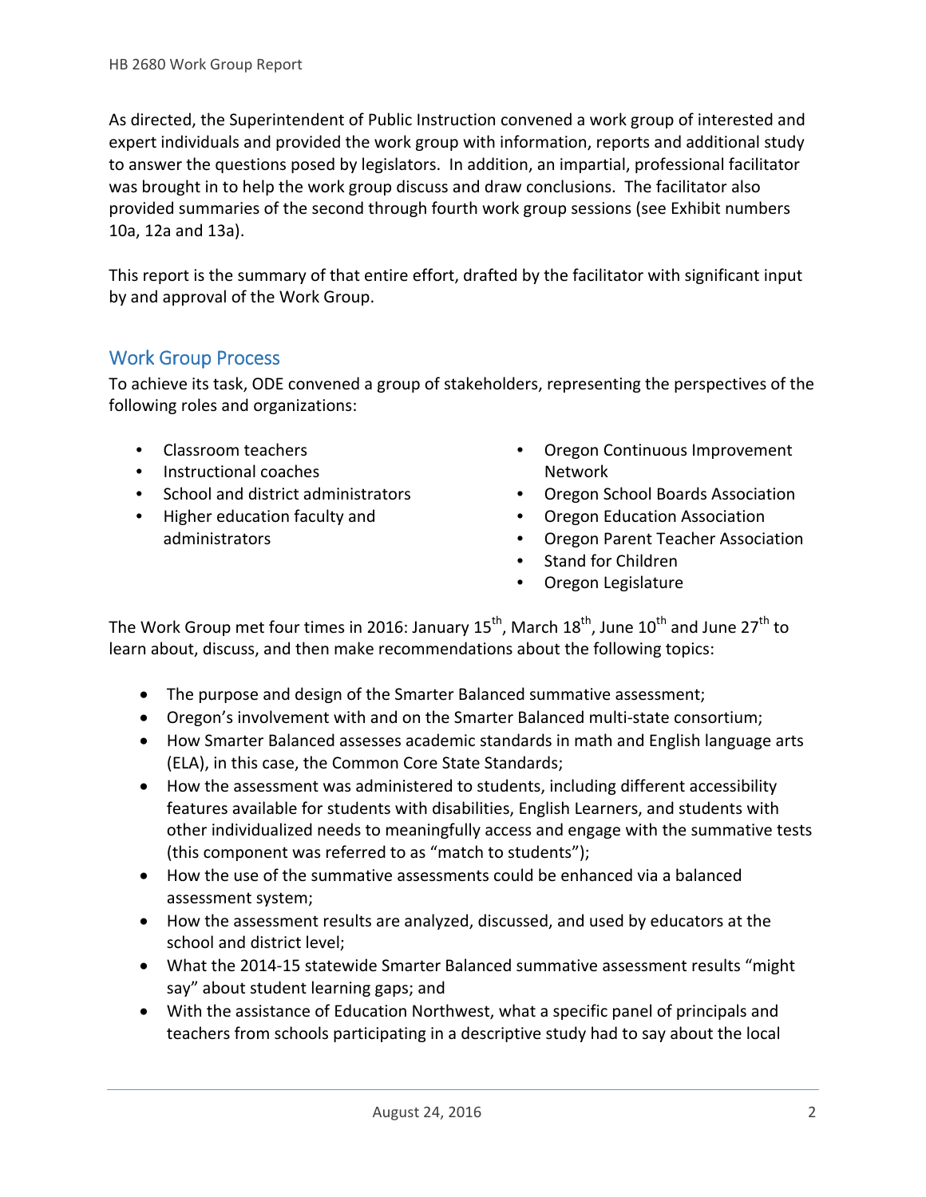As directed, the Superintendent of Public Instruction convened a work group of interested and expert individuals and provided the work group with information, reports and additional study to answer the questions posed by legislators. In addition, an impartial, professional facilitator was brought in to help the work group discuss and draw conclusions. The facilitator also provided summaries of the second through fourth work group sessions (see Exhibit numbers 10a, 12a and 13a).

This report is the summary of that entire effort, drafted by the facilitator with significant input by and approval of the Work Group.

## Work Group Process

To achieve its task, ODE convened a group of stakeholders, representing the perspectives of the following roles and organizations:

- Classroom teachers
- Instructional coaches
- School and district administrators
- Higher education faculty and administrators
- Oregon Continuous Improvement Network
- Oregon School Boards Association
- Oregon Education Association
- Oregon Parent Teacher Association
- Stand for Children
- Oregon Legislature

The Work Group met four times in 2016: January 15th, March 18th, June 10th and June 27th to learn about, discuss, and then make recommendations about the following topics:

- The purpose and design of the Smarter Balanced summative assessment;
- Oregon's involvement with and on the Smarter Balanced multi-state consortium;
- How Smarter Balanced assesses academic standards in math and English language arts (ELA), in this case, the Common Core State Standards;
- How the assessment was administered to students, including different accessibility features available for students with disabilities, English Learners, and students with other individualized needs to meaningfully access and engage with the summative tests (this component was referred to as "match to students");
- How the use of the summative assessments could be enhanced via a balanced assessment system;
- How the assessment results are analyzed, discussed, and used by educators at the school and district level;
- What the 2014-15 statewide Smarter Balanced summative assessment results "might say" about student learning gaps; and
- With the assistance of Education Northwest, what a specific panel of principals and teachers from schools participating in a descriptive study had to say about the local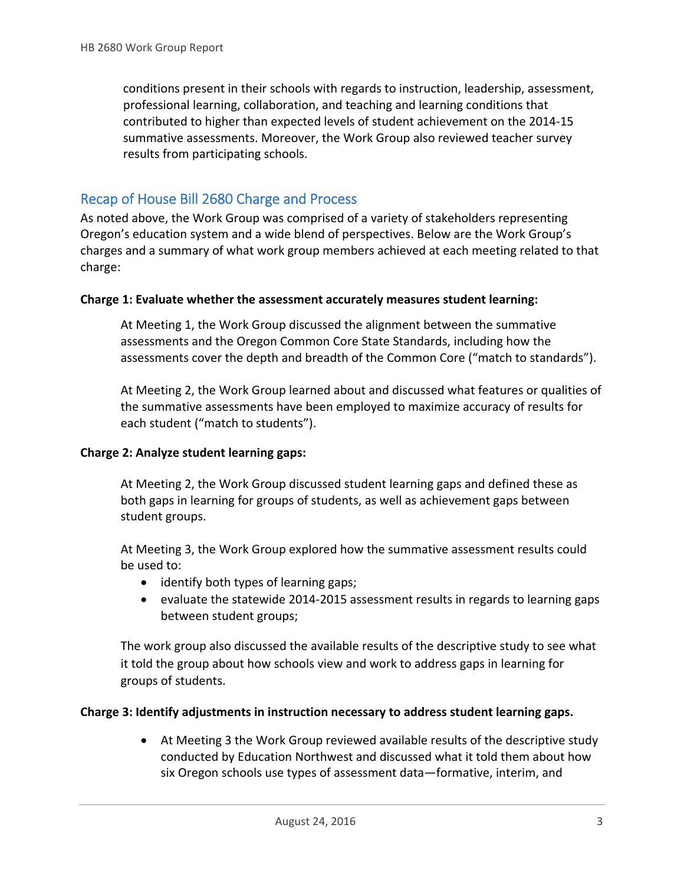conditions present in their schools with regards to instruction, leadership, assessment, professional learning, collaboration, and teaching and learning conditions that contributed to higher than expected levels of student achievement on the 2014-15 summative assessments. Moreover, the Work Group also reviewed teacher survey results from participating schools.

## Recap of House Bill 2680 Charge and Process

As noted above, the Work Group was comprised of a variety of stakeholders representing Oregon's education system and a wide blend of perspectives. Below are the Work Group's charges and a summary of what work group members achieved at each meeting related to that charge:

**Charge 1: Evaluate whether the assessment accurately measures student learning:**

At Meeting 1, the Work Group discussed the alignment between the summative assessments and the Oregon Common Core State Standards, including how the assessments cover the depth and breadth of the Common Core ("match to standards").

At Meeting 2, the Work Group learned about and discussed what features or qualities of the summative assessments have been employed to maximize accuracy of results for each student ("match to students").

**Charge 2: Analyze student learning gaps:**

At Meeting 2, the Work Group discussed student learning gaps and defined these as both gaps in learning for groups of students, as well as achievement gaps between student groups.

At Meeting 3, the Work Group explored how the summative assessment results could be used to:

- identify both types of learning gaps;
- evaluate the statewide 2014-2015 assessment results in regards to learning gaps between student groups;

The work group also discussed the available results of the descriptive study to see what it told the group about how schools view and work to address gaps in learning for groups of students.

**Charge 3: Identify adjustments in instruction necessary to address student learning gaps.**

- At Meeting 3 the Work Group reviewed available results of the descriptive study conducted by Education Northwest and discussed what it told them about how six Oregon schools use types of assessment data—formative, interim, and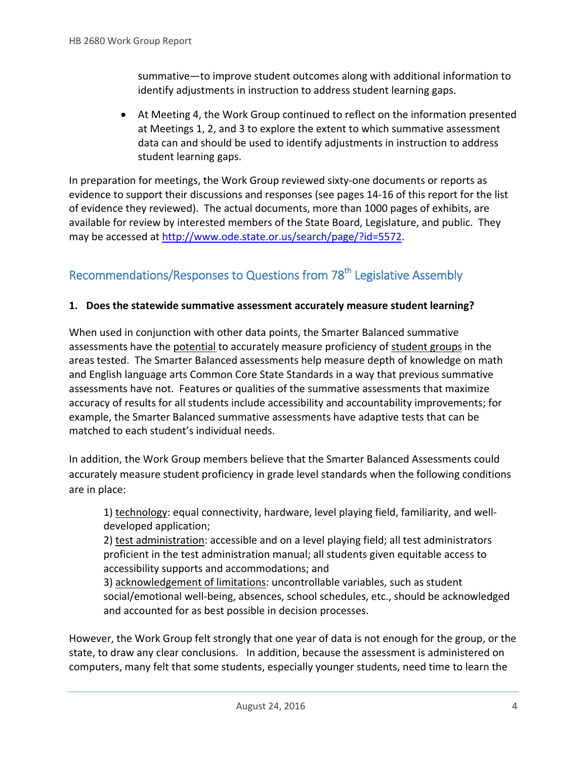summative—to improve student outcomes along with additional information to identify adjustments in instruction to address student learning gaps.

- At Meeting 4, the Work Group continued to reflect on the information presented at Meetings 1, 2, and 3 to explore the extent to which summative assessment data can and should be used to identify adjustments in instruction to address student learning gaps.

In preparation for meetings, the Work Group reviewed sixty-one documents or reports as evidence to support their discussions and responses (see pages 14-16 of this report for the list of evidence they reviewed). The actual documents, more than 1000 pages of exhibits, are available for review by interested members of the State Board, Legislature, and public. They may be accessed at http://www.ode.state.or.us/search/page/?id=5572.

## Recommendations/Responses to Questions from 78th Legislative Assembly

**1. Does the statewide summative assessment accurately measure student learning?**

When used in conjunction with other data points, the Smarter Balanced summative assessments have the potential to accurately measure proficiency of student groups in the areas tested. The Smarter Balanced assessments help measure depth of knowledge on math and English language arts Common Core State Standards in a way that previous summative assessments have not. Features or qualities of the summative assessments that maximize accuracy of results for all students include accessibility and accountability improvements; for example, the Smarter Balanced summative assessments have adaptive tests that can be matched to each student's individual needs.

In addition, the Work Group members believe that the Smarter Balanced Assessments could accurately measure student proficiency in grade level standards when the following conditions are in place:

> 1) technology: equal connectivity, hardware, level playing field, familiarity, and well-developed application;
> 2) test administration: accessible and on a level playing field; all test administrators proficient in the test administration manual; all students given equitable access to accessibility supports and accommodations; and
> 3) acknowledgement of limitations: uncontrollable variables, such as student social/emotional well-being, absences, school schedules, etc., should be acknowledged and accounted for as best possible in decision processes.

However, the Work Group felt strongly that one year of data is not enough for the group, or the state, to draw any clear conclusions. In addition, because the assessment is administered on computers, many felt that some students, especially younger students, need time to learn the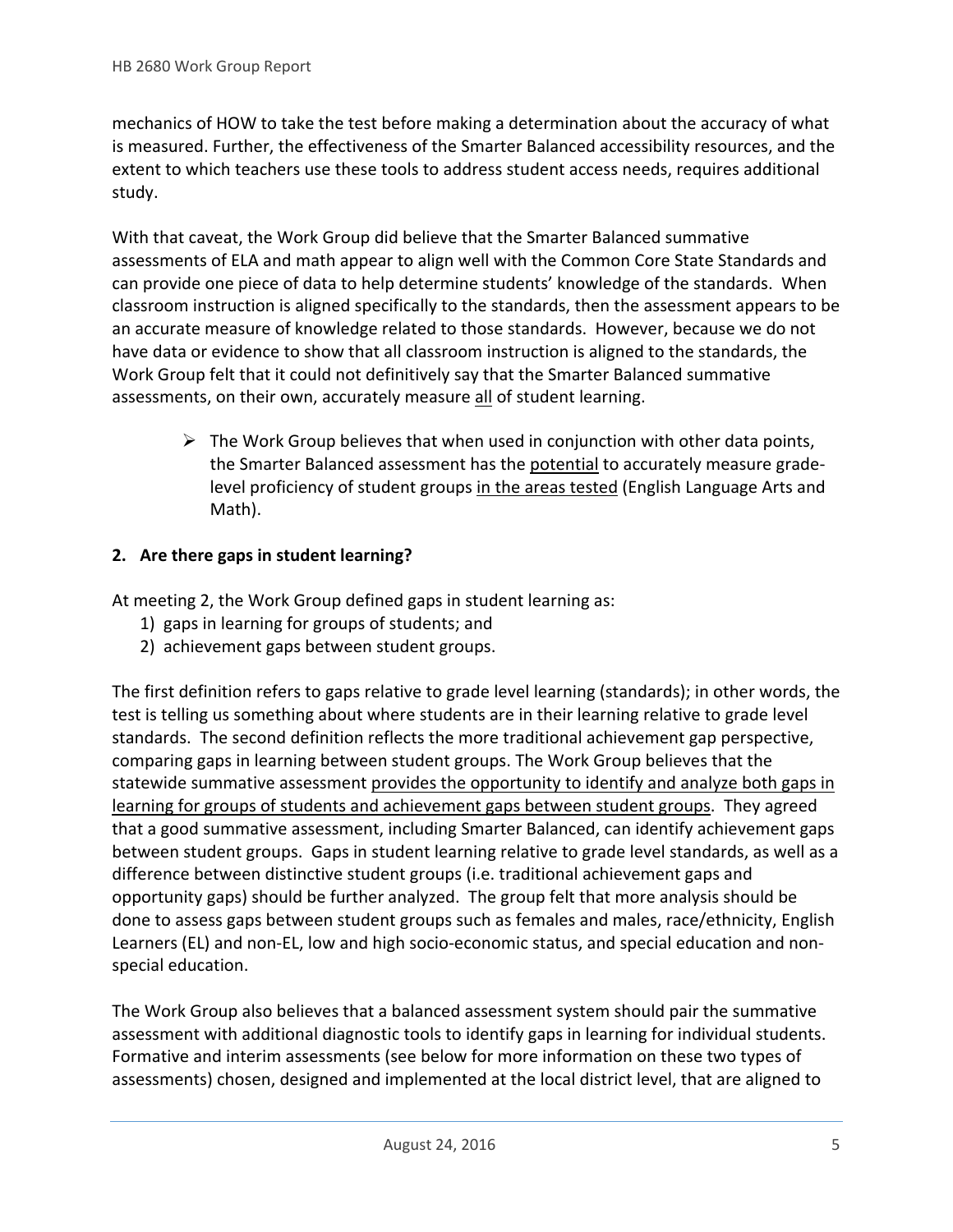mechanics of HOW to take the test before making a determination about the accuracy of what is measured. Further, the effectiveness of the Smarter Balanced accessibility resources, and the extent to which teachers use these tools to address student access needs, requires additional study.

With that caveat, the Work Group did believe that the Smarter Balanced summative assessments of ELA and math appear to align well with the Common Core State Standards and can provide one piece of data to help determine students' knowledge of the standards. When classroom instruction is aligned specifically to the standards, then the assessment appears to be an accurate measure of knowledge related to those standards. However, because we do not have data or evidence to show that all classroom instruction is aligned to the standards, the Work Group felt that it could not definitively say that the Smarter Balanced summative assessments, on their own, accurately measure <u>all</u> of student learning.

- The Work Group believes that when used in conjunction with other data points, the Smarter Balanced assessment has the <u>potential</u> to accurately measure grade-level proficiency of student groups <u>in the areas tested</u> (English Language Arts and Math).

**2. Are there gaps in student learning?**

At meeting 2, the Work Group defined gaps in student learning as:

1) gaps in learning for groups of students; and
2) achievement gaps between student groups.

The first definition refers to gaps relative to grade level learning (standards); in other words, the test is telling us something about where students are in their learning relative to grade level standards. The second definition reflects the more traditional achievement gap perspective, comparing gaps in learning between student groups. The Work Group believes that the statewide summative assessment <u>provides the opportunity to identify and analyze both gaps in learning for groups of students and achievement gaps between student groups</u>. They agreed that a good summative assessment, including Smarter Balanced, can identify achievement gaps between student groups. Gaps in student learning relative to grade level standards, as well as a difference between distinctive student groups (i.e. traditional achievement gaps and opportunity gaps) should be further analyzed. The group felt that more analysis should be done to assess gaps between student groups such as females and males, race/ethnicity, English Learners (EL) and non-EL, low and high socio-economic status, and special education and non-special education.

The Work Group also believes that a balanced assessment system should pair the summative assessment with additional diagnostic tools to identify gaps in learning for individual students. Formative and interim assessments (see below for more information on these two types of assessments) chosen, designed and implemented at the local district level, that are aligned to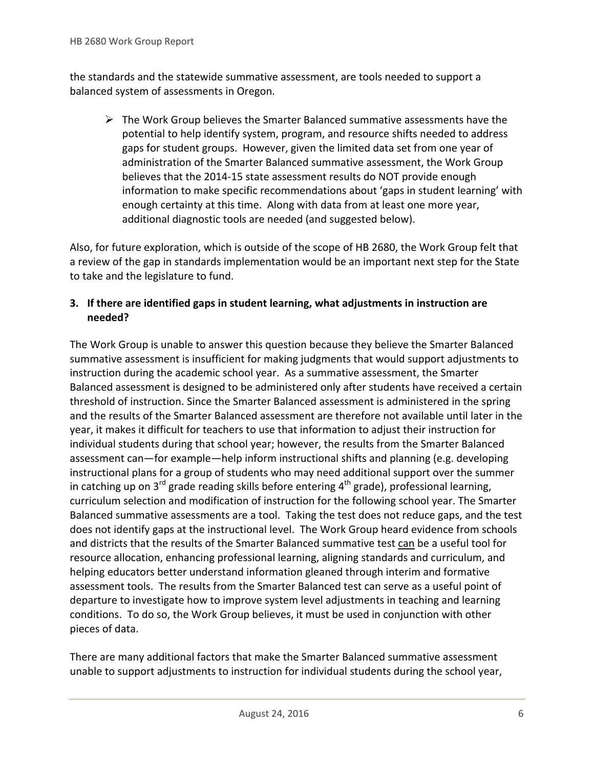the standards and the statewide summative assessment, are tools needed to support a balanced system of assessments in Oregon.

- The Work Group believes the Smarter Balanced summative assessments have the potential to help identify system, program, and resource shifts needed to address gaps for student groups. However, given the limited data set from one year of administration of the Smarter Balanced summative assessment, the Work Group believes that the 2014-15 state assessment results do NOT provide enough information to make specific recommendations about 'gaps in student learning' with enough certainty at this time. Along with data from at least one more year, additional diagnostic tools are needed (and suggested below).

Also, for future exploration, which is outside of the scope of HB 2680, the Work Group felt that a review of the gap in standards implementation would be an important next step for the State to take and the legislature to fund.

**3. If there are identified gaps in student learning, what adjustments in instruction are needed?**

The Work Group is unable to answer this question because they believe the Smarter Balanced summative assessment is insufficient for making judgments that would support adjustments to instruction during the academic school year. As a summative assessment, the Smarter Balanced assessment is designed to be administered only after students have received a certain threshold of instruction. Since the Smarter Balanced assessment is administered in the spring and the results of the Smarter Balanced assessment are therefore not available until later in the year, it makes it difficult for teachers to use that information to adjust their instruction for individual students during that school year; however, the results from the Smarter Balanced assessment can—for example—help inform instructional shifts and planning (e.g. developing instructional plans for a group of students who may need additional support over the summer in catching up on 3rd grade reading skills before entering 4th grade), professional learning, curriculum selection and modification of instruction for the following school year. The Smarter Balanced summative assessments are a tool. Taking the test does not reduce gaps, and the test does not identify gaps at the instructional level. The Work Group heard evidence from schools and districts that the results of the Smarter Balanced summative test <u>can</u> be a useful tool for resource allocation, enhancing professional learning, aligning standards and curriculum, and helping educators better understand information gleaned through interim and formative assessment tools. The results from the Smarter Balanced test can serve as a useful point of departure to investigate how to improve system level adjustments in teaching and learning conditions. To do so, the Work Group believes, it must be used in conjunction with other pieces of data.

There are many additional factors that make the Smarter Balanced summative assessment unable to support adjustments to instruction for individual students during the school year,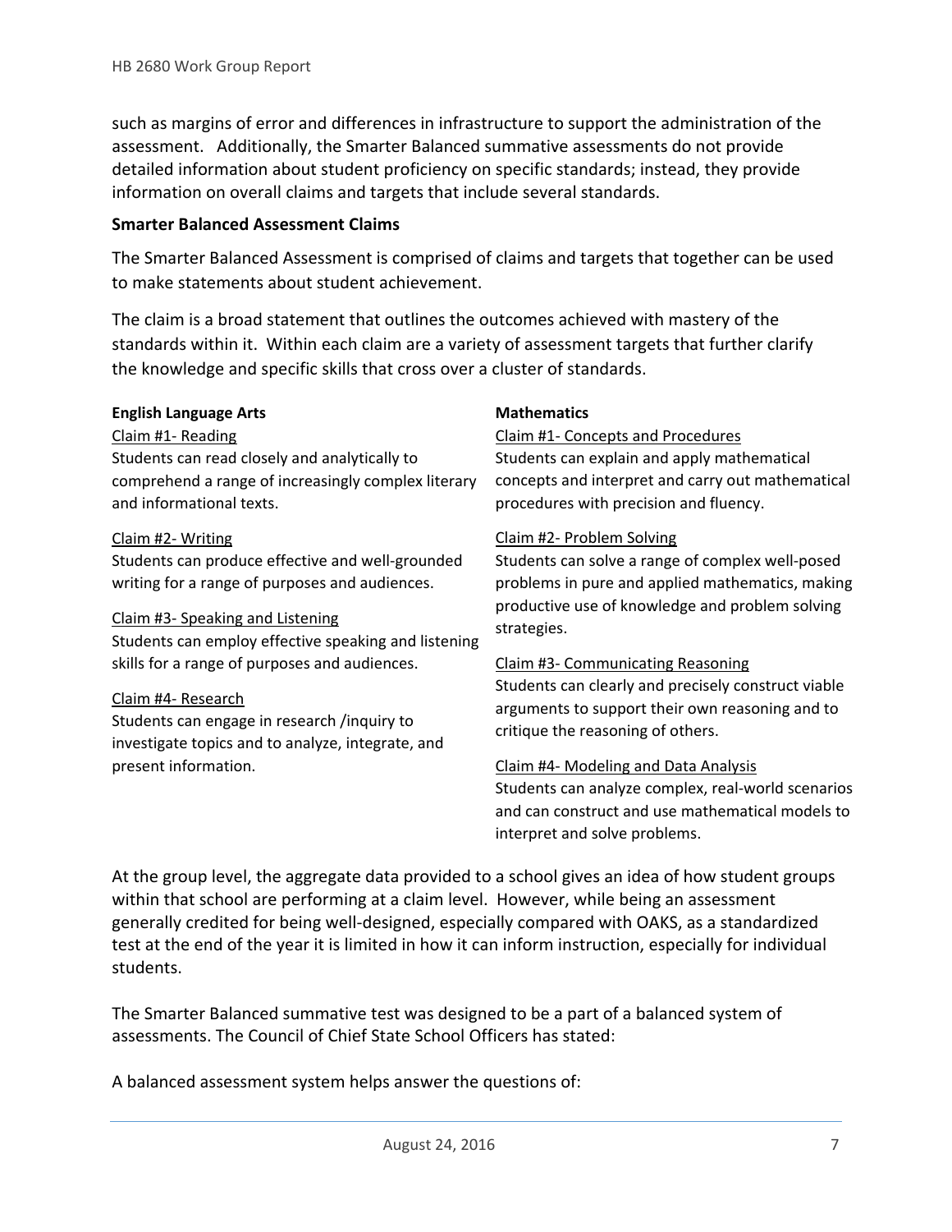such as margins of error and differences in infrastructure to support the administration of the assessment. Additionally, the Smarter Balanced summative assessments do not provide detailed information about student proficiency on specific standards; instead, they provide information on overall claims and targets that include several standards.

**Smarter Balanced Assessment Claims**

The Smarter Balanced Assessment is comprised of claims and targets that together can be used to make statements about student achievement.

The claim is a broad statement that outlines the outcomes achieved with mastery of the standards within it. Within each claim are a variety of assessment targets that further clarify the knowledge and specific skills that cross over a cluster of standards.

**English Language Arts**

Claim #1- Reading
Students can read closely and analytically to comprehend a range of increasingly complex literary and informational texts.

Claim #2- Writing
Students can produce effective and well-grounded writing for a range of purposes and audiences.

Claim #3- Speaking and Listening
Students can employ effective speaking and listening skills for a range of purposes and audiences.

Claim #4- Research
Students can engage in research /inquiry to investigate topics and to analyze, integrate, and present information.

**Mathematics**

Claim #1- Concepts and Procedures
Students can explain and apply mathematical concepts and interpret and carry out mathematical procedures with precision and fluency.

Claim #2- Problem Solving
Students can solve a range of complex well-posed problems in pure and applied mathematics, making productive use of knowledge and problem solving strategies.

Claim #3- Communicating Reasoning
Students can clearly and precisely construct viable arguments to support their own reasoning and to critique the reasoning of others.

Claim #4- Modeling and Data Analysis
Students can analyze complex, real-world scenarios and can construct and use mathematical models to interpret and solve problems.

At the group level, the aggregate data provided to a school gives an idea of how student groups within that school are performing at a claim level. However, while being an assessment generally credited for being well-designed, especially compared with OAKS, as a standardized test at the end of the year it is limited in how it can inform instruction, especially for individual students.

The Smarter Balanced summative test was designed to be a part of a balanced system of assessments. The Council of Chief State School Officers has stated:

A balanced assessment system helps answer the questions of: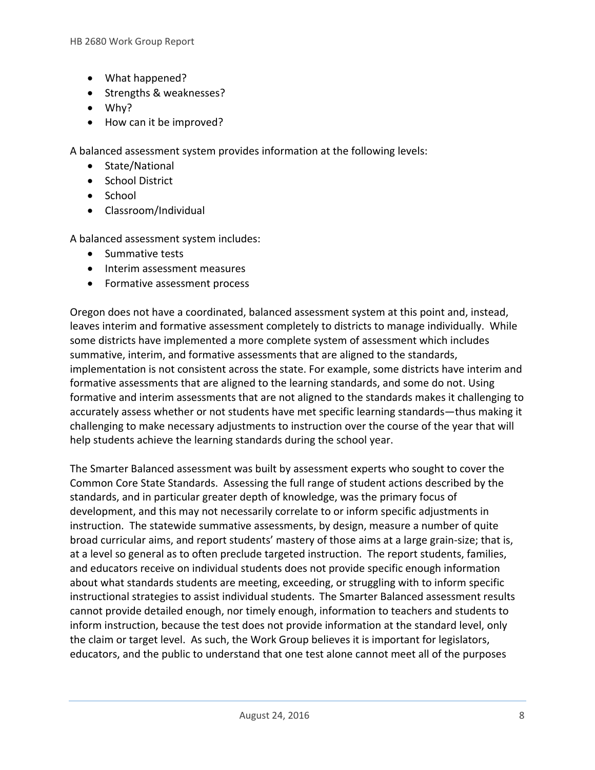- What happened?
- Strengths & weaknesses?
- Why?
- How can it be improved?

A balanced assessment system provides information at the following levels:

- State/National
- School District
- School
- Classroom/Individual

A balanced assessment system includes:

- Summative tests
- Interim assessment measures
- Formative assessment process

Oregon does not have a coordinated, balanced assessment system at this point and, instead, leaves interim and formative assessment completely to districts to manage individually. While some districts have implemented a more complete system of assessment which includes summative, interim, and formative assessments that are aligned to the standards, implementation is not consistent across the state. For example, some districts have interim and formative assessments that are aligned to the learning standards, and some do not. Using formative and interim assessments that are not aligned to the standards makes it challenging to accurately assess whether or not students have met specific learning standards—thus making it challenging to make necessary adjustments to instruction over the course of the year that will help students achieve the learning standards during the school year.

The Smarter Balanced assessment was built by assessment experts who sought to cover the Common Core State Standards. Assessing the full range of student actions described by the standards, and in particular greater depth of knowledge, was the primary focus of development, and this may not necessarily correlate to or inform specific adjustments in instruction. The statewide summative assessments, by design, measure a number of quite broad curricular aims, and report students' mastery of those aims at a large grain-size; that is, at a level so general as to often preclude targeted instruction. The report students, families, and educators receive on individual students does not provide specific enough information about what standards students are meeting, exceeding, or struggling with to inform specific instructional strategies to assist individual students. The Smarter Balanced assessment results cannot provide detailed enough, nor timely enough, information to teachers and students to inform instruction, because the test does not provide information at the standard level, only the claim or target level. As such, the Work Group believes it is important for legislators, educators, and the public to understand that one test alone cannot meet all of the purposes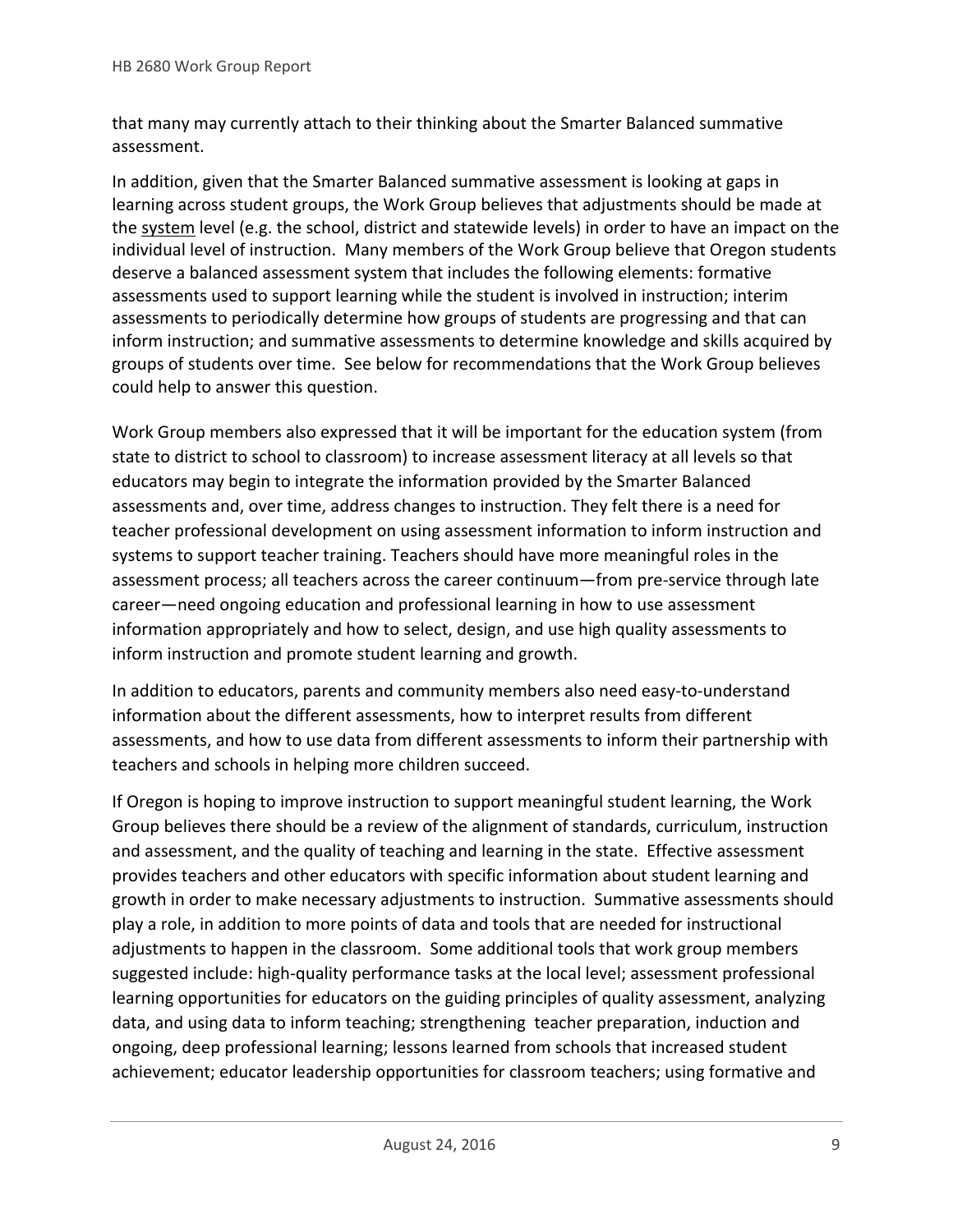that many may currently attach to their thinking about the Smarter Balanced summative assessment.

In addition, given that the Smarter Balanced summative assessment is looking at gaps in learning across student groups, the Work Group believes that adjustments should be made at the system level (e.g. the school, district and statewide levels) in order to have an impact on the individual level of instruction. Many members of the Work Group believe that Oregon students deserve a balanced assessment system that includes the following elements: formative assessments used to support learning while the student is involved in instruction; interim assessments to periodically determine how groups of students are progressing and that can inform instruction; and summative assessments to determine knowledge and skills acquired by groups of students over time. See below for recommendations that the Work Group believes could help to answer this question.

Work Group members also expressed that it will be important for the education system (from state to district to school to classroom) to increase assessment literacy at all levels so that educators may begin to integrate the information provided by the Smarter Balanced assessments and, over time, address changes to instruction. They felt there is a need for teacher professional development on using assessment information to inform instruction and systems to support teacher training. Teachers should have more meaningful roles in the assessment process; all teachers across the career continuum—from pre-service through late career—need ongoing education and professional learning in how to use assessment information appropriately and how to select, design, and use high quality assessments to inform instruction and promote student learning and growth.

In addition to educators, parents and community members also need easy-to-understand information about the different assessments, how to interpret results from different assessments, and how to use data from different assessments to inform their partnership with teachers and schools in helping more children succeed.

If Oregon is hoping to improve instruction to support meaningful student learning, the Work Group believes there should be a review of the alignment of standards, curriculum, instruction and assessment, and the quality of teaching and learning in the state. Effective assessment provides teachers and other educators with specific information about student learning and growth in order to make necessary adjustments to instruction. Summative assessments should play a role, in addition to more points of data and tools that are needed for instructional adjustments to happen in the classroom. Some additional tools that work group members suggested include: high-quality performance tasks at the local level; assessment professional learning opportunities for educators on the guiding principles of quality assessment, analyzing data, and using data to inform teaching; strengthening teacher preparation, induction and ongoing, deep professional learning; lessons learned from schools that increased student achievement; educator leadership opportunities for classroom teachers; using formative and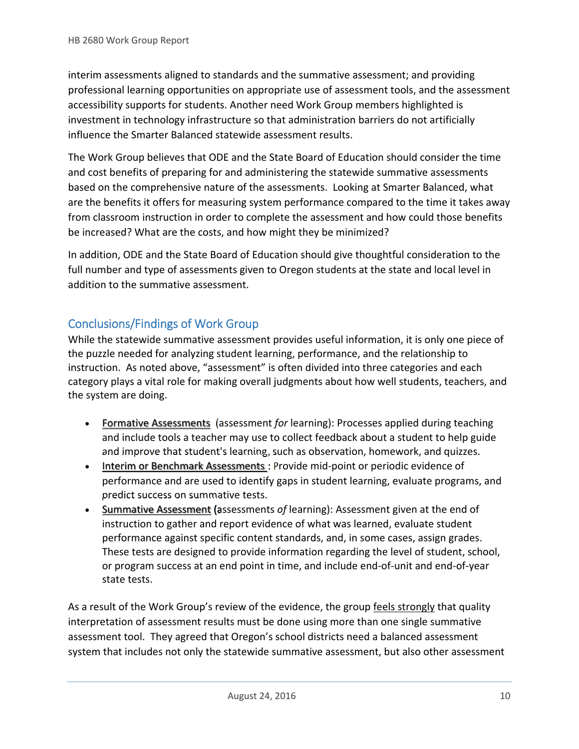interim assessments aligned to standards and the summative assessment; and providing professional learning opportunities on appropriate use of assessment tools, and the assessment accessibility supports for students. Another need Work Group members highlighted is investment in technology infrastructure so that administration barriers do not artificially influence the Smarter Balanced statewide assessment results.

The Work Group believes that ODE and the State Board of Education should consider the time and cost benefits of preparing for and administering the statewide summative assessments based on the comprehensive nature of the assessments. Looking at Smarter Balanced, what are the benefits it offers for measuring system performance compared to the time it takes away from classroom instruction in order to complete the assessment and how could those benefits be increased? What are the costs, and how might they be minimized?

In addition, ODE and the State Board of Education should give thoughtful consideration to the full number and type of assessments given to Oregon students at the state and local level in addition to the summative assessment.

## Conclusions/Findings of Work Group

While the statewide summative assessment provides useful information, it is only one piece of the puzzle needed for analyzing student learning, performance, and the relationship to instruction. As noted above, "assessment" is often divided into three categories and each category plays a vital role for making overall judgments about how well students, teachers, and the system are doing.

- <u>Formative Assessments</u> (assessment *for* learning): Processes applied during teaching and include tools a teacher may use to collect feedback about a student to help guide and improve that student's learning, such as observation, homework, and quizzes.
- <u>Interim or Benchmark Assessments</u>: Provide mid-point or periodic evidence of performance and are used to identify gaps in student learning, evaluate programs, and predict success on summative tests.
- <u>Summative Assessment</u> (assessments *of* learning): Assessment given at the end of instruction to gather and report evidence of what was learned, evaluate student performance against specific content standards, and, in some cases, assign grades. These tests are designed to provide information regarding the level of student, school, or program success at an end point in time, and include end-of-unit and end-of-year state tests.

As a result of the Work Group's review of the evidence, the group <u>feels strongly</u> that quality interpretation of assessment results must be done using more than one single summative assessment tool. They agreed that Oregon's school districts need a balanced assessment system that includes not only the statewide summative assessment, but also other assessment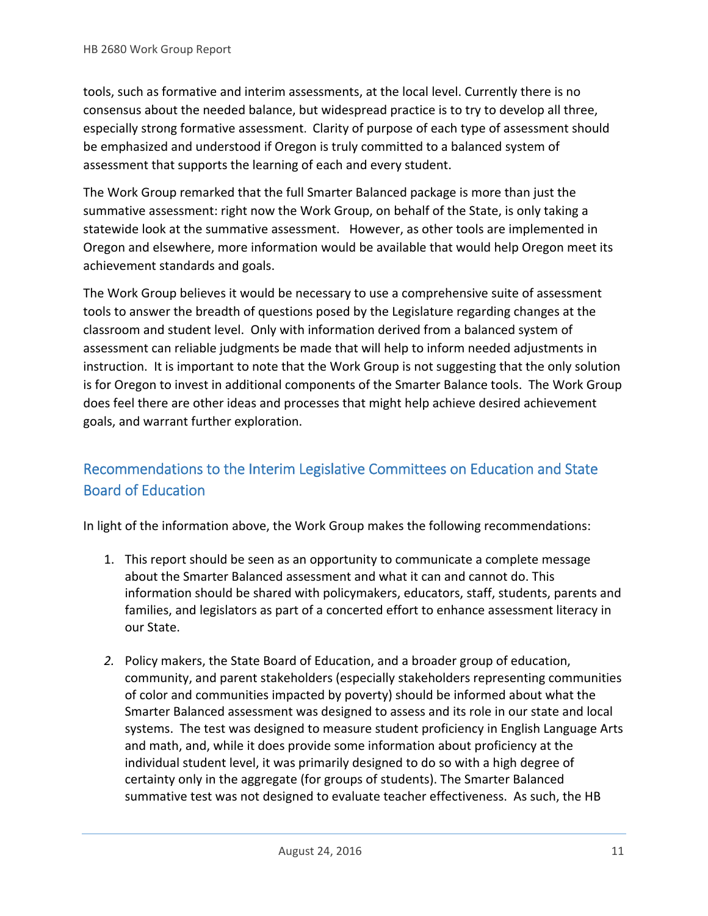tools, such as formative and interim assessments, at the local level. Currently there is no consensus about the needed balance, but widespread practice is to try to develop all three, especially strong formative assessment. Clarity of purpose of each type of assessment should be emphasized and understood if Oregon is truly committed to a balanced system of assessment that supports the learning of each and every student.

The Work Group remarked that the full Smarter Balanced package is more than just the summative assessment: right now the Work Group, on behalf of the State, is only taking a statewide look at the summative assessment. However, as other tools are implemented in Oregon and elsewhere, more information would be available that would help Oregon meet its achievement standards and goals.

The Work Group believes it would be necessary to use a comprehensive suite of assessment tools to answer the breadth of questions posed by the Legislature regarding changes at the classroom and student level. Only with information derived from a balanced system of assessment can reliable judgments be made that will help to inform needed adjustments in instruction. It is important to note that the Work Group is not suggesting that the only solution is for Oregon to invest in additional components of the Smarter Balance tools. The Work Group does feel there are other ideas and processes that might help achieve desired achievement goals, and warrant further exploration.

## Recommendations to the Interim Legislative Committees on Education and State Board of Education

In light of the information above, the Work Group makes the following recommendations:

1. This report should be seen as an opportunity to communicate a complete message about the Smarter Balanced assessment and what it can and cannot do. This information should be shared with policymakers, educators, staff, students, parents and families, and legislators as part of a concerted effort to enhance assessment literacy in our State.

2. Policy makers, the State Board of Education, and a broader group of education, community, and parent stakeholders (especially stakeholders representing communities of color and communities impacted by poverty) should be informed about what the Smarter Balanced assessment was designed to assess and its role in our state and local systems. The test was designed to measure student proficiency in English Language Arts and math, and, while it does provide some information about proficiency at the individual student level, it was primarily designed to do so with a high degree of certainty only in the aggregate (for groups of students). The Smarter Balanced summative test was not designed to evaluate teacher effectiveness. As such, the HB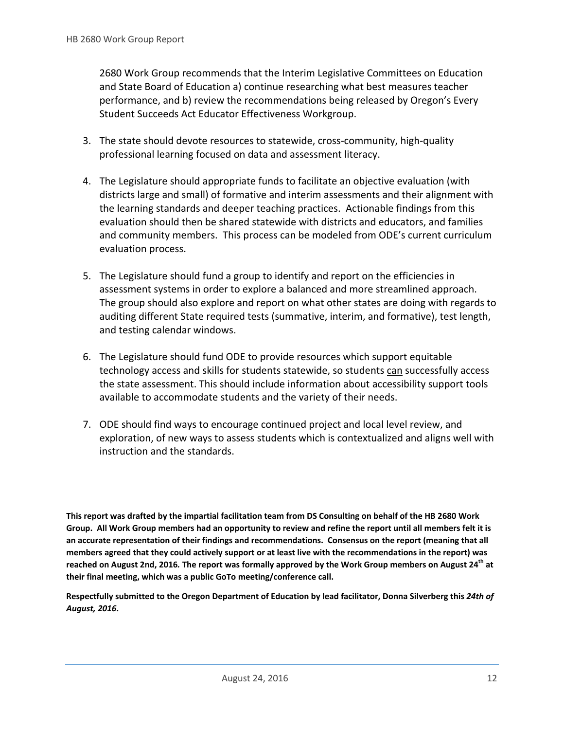2680 Work Group recommends that the Interim Legislative Committees on Education and State Board of Education a) continue researching what best measures teacher performance, and b) review the recommendations being released by Oregon's Every Student Succeeds Act Educator Effectiveness Workgroup.

3. The state should devote resources to statewide, cross-community, high-quality professional learning focused on data and assessment literacy.

4. The Legislature should appropriate funds to facilitate an objective evaluation (with districts large and small) of formative and interim assessments and their alignment with the learning standards and deeper teaching practices. Actionable findings from this evaluation should then be shared statewide with districts and educators, and families and community members. This process can be modeled from ODE's current curriculum evaluation process.

5. The Legislature should fund a group to identify and report on the efficiencies in assessment systems in order to explore a balanced and more streamlined approach. The group should also explore and report on what other states are doing with regards to auditing different State required tests (summative, interim, and formative), test length, and testing calendar windows.

6. The Legislature should fund ODE to provide resources which support equitable technology access and skills for students statewide, so students <u>can</u> successfully access the state assessment. This should include information about accessibility support tools available to accommodate students and the variety of their needs.

7. ODE should find ways to encourage continued project and local level review, and exploration, of new ways to assess students which is contextualized and aligns well with instruction and the standards.

**This report was drafted by the impartial facilitation team from DS Consulting on behalf of the HB 2680 Work Group. All Work Group members had an opportunity to review and refine the report until all members felt it is an accurate representation of their findings and recommendations. Consensus on the report (meaning that all members agreed that they could actively support or at least live with the recommendations in the report) was reached on August 2nd, 2016. The report was formally approved by the Work Group members on August 24th at their final meeting, which was a public GoTo meeting/conference call.**

**Respectfully submitted to the Oregon Department of Education by lead facilitator, Donna Silverberg this *24th of August, 2016*.**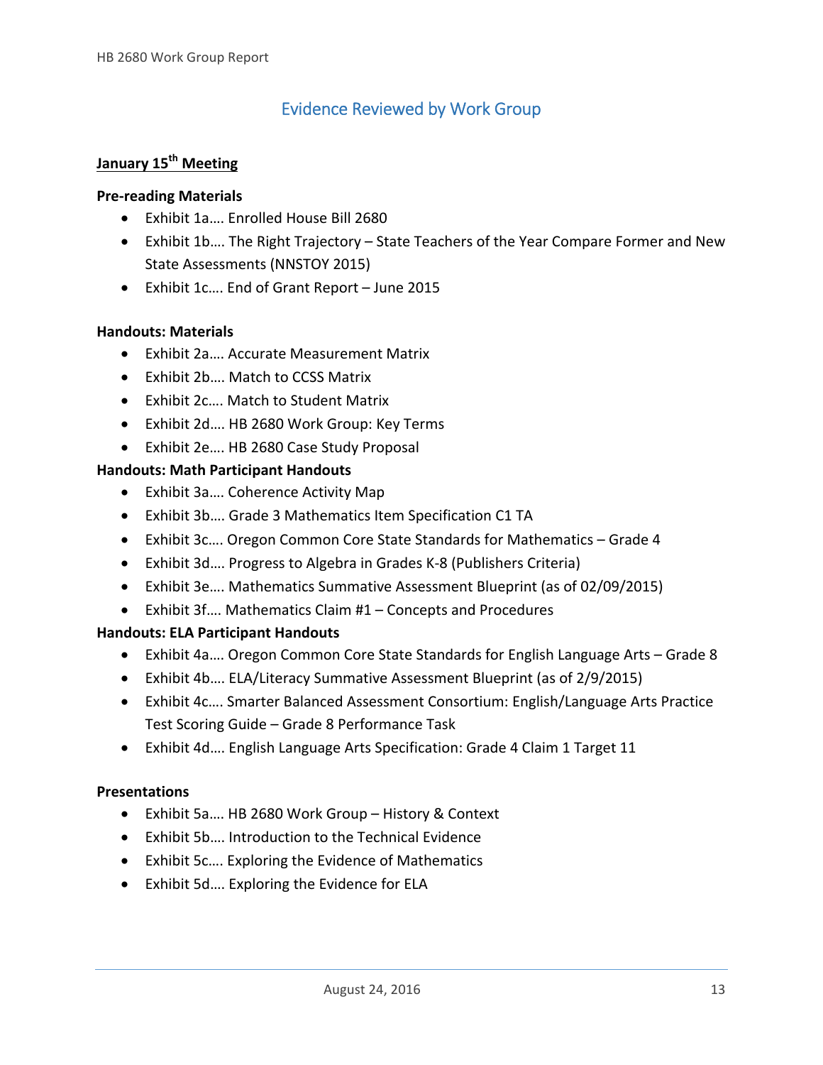## Evidence Reviewed by Work Group

**January 15th Meeting**

**Pre-reading Materials**

- Exhibit 1a…. Enrolled House Bill 2680
- Exhibit 1b…. The Right Trajectory – State Teachers of the Year Compare Former and New State Assessments (NNSTOY 2015)
- Exhibit 1c…. End of Grant Report – June 2015

**Handouts: Materials**

- Exhibit 2a…. Accurate Measurement Matrix
- Exhibit 2b…. Match to CCSS Matrix
- Exhibit 2c…. Match to Student Matrix
- Exhibit 2d…. HB 2680 Work Group: Key Terms
- Exhibit 2e…. HB 2680 Case Study Proposal

**Handouts: Math Participant Handouts**

- Exhibit 3a…. Coherence Activity Map
- Exhibit 3b…. Grade 3 Mathematics Item Specification C1 TA
- Exhibit 3c…. Oregon Common Core State Standards for Mathematics – Grade 4
- Exhibit 3d…. Progress to Algebra in Grades K-8 (Publishers Criteria)
- Exhibit 3e…. Mathematics Summative Assessment Blueprint (as of 02/09/2015)
- Exhibit 3f…. Mathematics Claim #1 – Concepts and Procedures

**Handouts: ELA Participant Handouts**

- Exhibit 4a…. Oregon Common Core State Standards for English Language Arts – Grade 8
- Exhibit 4b…. ELA/Literacy Summative Assessment Blueprint (as of 2/9/2015)
- Exhibit 4c…. Smarter Balanced Assessment Consortium: English/Language Arts Practice Test Scoring Guide – Grade 8 Performance Task
- Exhibit 4d…. English Language Arts Specification: Grade 4 Claim 1 Target 11

**Presentations**

- Exhibit 5a…. HB 2680 Work Group – History & Context
- Exhibit 5b…. Introduction to the Technical Evidence
- Exhibit 5c…. Exploring the Evidence of Mathematics
- Exhibit 5d…. Exploring the Evidence for ELA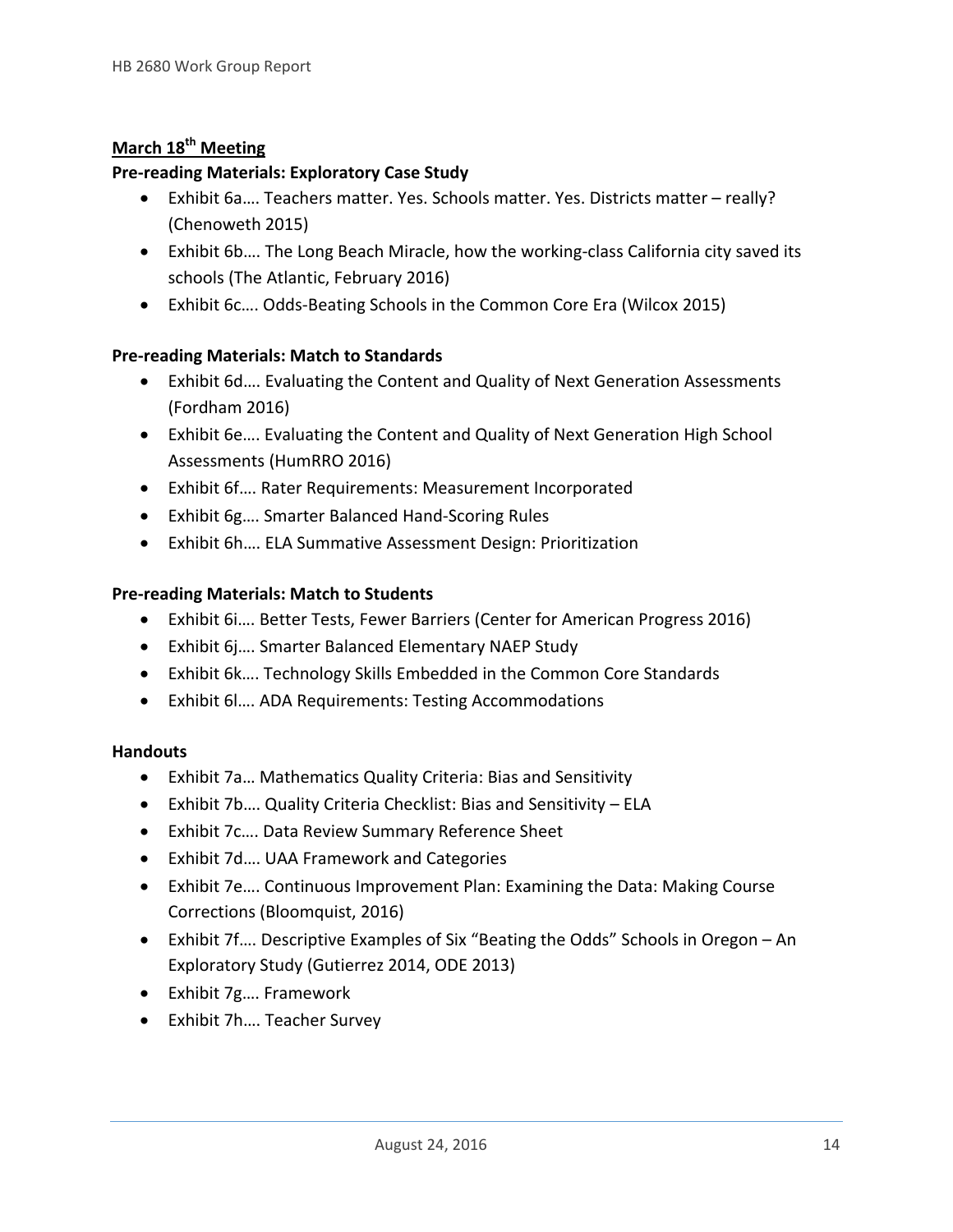## March 18th Meeting

**Pre-reading Materials: Exploratory Case Study**

- Exhibit 6a…. Teachers matter. Yes. Schools matter. Yes. Districts matter – really? (Chenoweth 2015)
- Exhibit 6b…. The Long Beach Miracle, how the working-class California city saved its schools (The Atlantic, February 2016)
- Exhibit 6c…. Odds-Beating Schools in the Common Core Era (Wilcox 2015)

**Pre-reading Materials: Match to Standards**

- Exhibit 6d…. Evaluating the Content and Quality of Next Generation Assessments (Fordham 2016)
- Exhibit 6e…. Evaluating the Content and Quality of Next Generation High School Assessments (HumRRO 2016)
- Exhibit 6f…. Rater Requirements: Measurement Incorporated
- Exhibit 6g…. Smarter Balanced Hand-Scoring Rules
- Exhibit 6h…. ELA Summative Assessment Design: Prioritization

**Pre-reading Materials: Match to Students**

- Exhibit 6i…. Better Tests, Fewer Barriers (Center for American Progress 2016)
- Exhibit 6j…. Smarter Balanced Elementary NAEP Study
- Exhibit 6k…. Technology Skills Embedded in the Common Core Standards
- Exhibit 6l…. ADA Requirements: Testing Accommodations

**Handouts**

- Exhibit 7a… Mathematics Quality Criteria: Bias and Sensitivity
- Exhibit 7b…. Quality Criteria Checklist: Bias and Sensitivity – ELA
- Exhibit 7c…. Data Review Summary Reference Sheet
- Exhibit 7d…. UAA Framework and Categories
- Exhibit 7e…. Continuous Improvement Plan: Examining the Data: Making Course Corrections (Bloomquist, 2016)
- Exhibit 7f…. Descriptive Examples of Six "Beating the Odds" Schools in Oregon – An Exploratory Study (Gutierrez 2014, ODE 2013)
- Exhibit 7g…. Framework
- Exhibit 7h…. Teacher Survey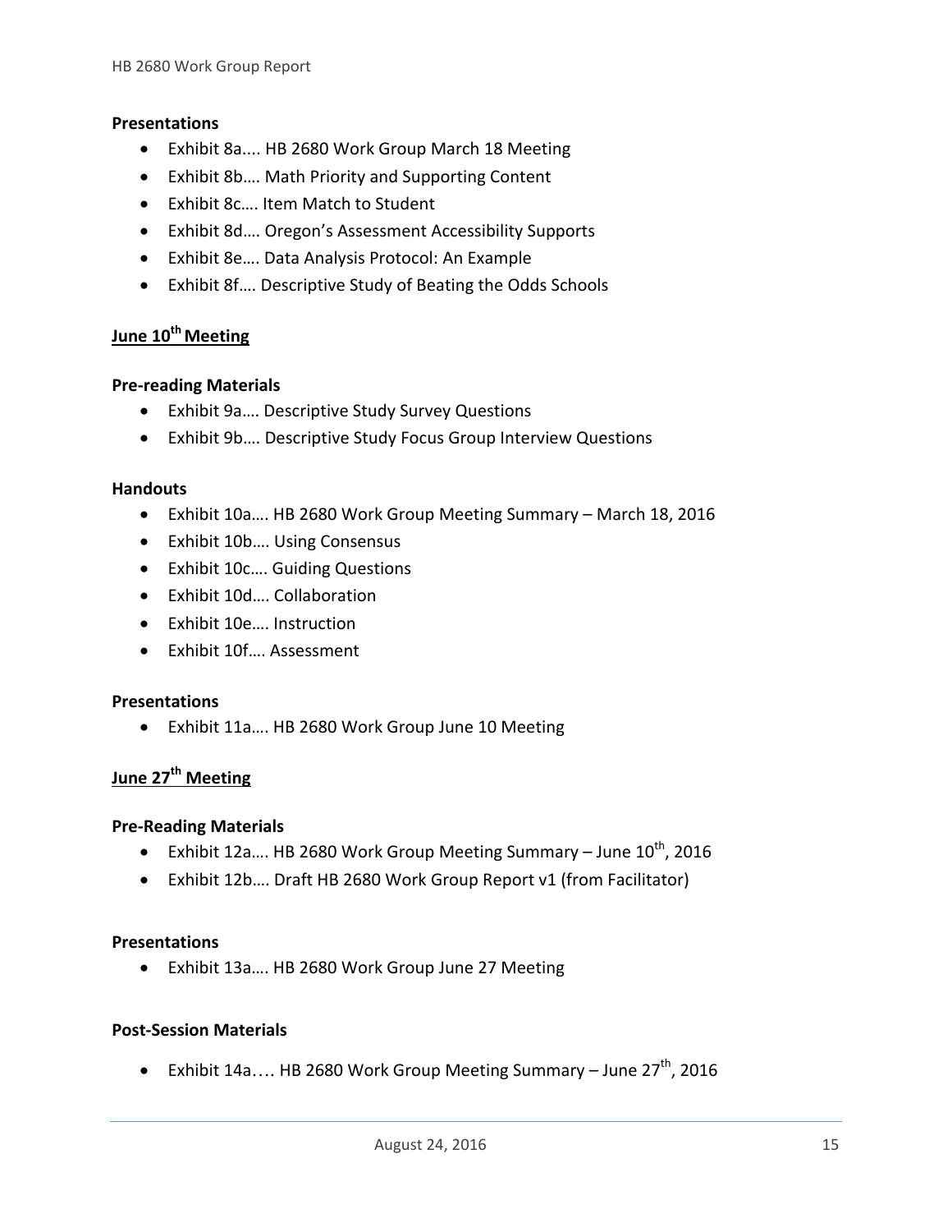**Presentations**

- Exhibit 8a.... HB 2680 Work Group March 18 Meeting
- Exhibit 8b…. Math Priority and Supporting Content
- Exhibit 8c…. Item Match to Student
- Exhibit 8d…. Oregon's Assessment Accessibility Supports
- Exhibit 8e…. Data Analysis Protocol: An Example
- Exhibit 8f…. Descriptive Study of Beating the Odds Schools

## June 10th Meeting

**Pre-reading Materials**

- Exhibit 9a…. Descriptive Study Survey Questions
- Exhibit 9b…. Descriptive Study Focus Group Interview Questions

**Handouts**

- Exhibit 10a…. HB 2680 Work Group Meeting Summary – March 18, 2016
- Exhibit 10b…. Using Consensus
- Exhibit 10c…. Guiding Questions
- Exhibit 10d…. Collaboration
- Exhibit 10e…. Instruction
- Exhibit 10f…. Assessment

**Presentations**

- Exhibit 11a…. HB 2680 Work Group June 10 Meeting

## June 27th Meeting

**Pre-Reading Materials**

- Exhibit 12a…. HB 2680 Work Group Meeting Summary – June 10th, 2016
- Exhibit 12b…. Draft HB 2680 Work Group Report v1 (from Facilitator)

**Presentations**

- Exhibit 13a…. HB 2680 Work Group June 27 Meeting

**Post-Session Materials**

- Exhibit 14a…. HB 2680 Work Group Meeting Summary – June 27th, 2016